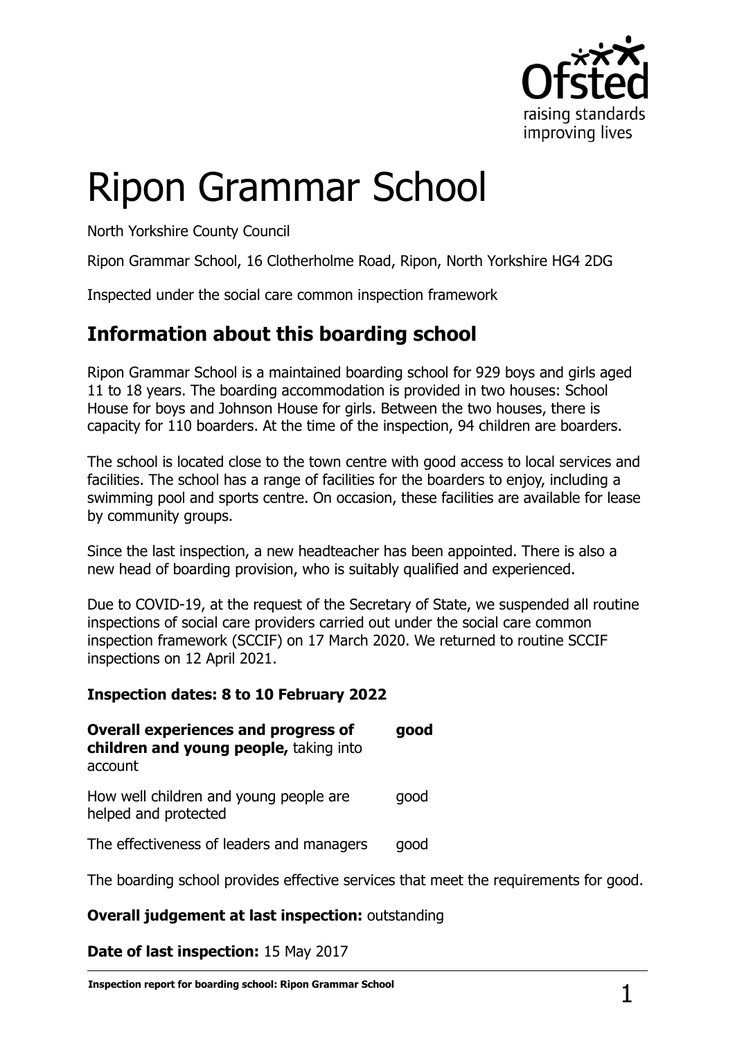# Ripon Grammar School

North Yorkshire County Council

Ripon Grammar School, 16 Clotherholme Road, Ripon, North Yorkshire HG4 2DG

Inspected under the social care common inspection framework

## Information about this boarding school

Ripon Grammar School is a maintained boarding school for 929 boys and girls aged 11 to 18 years. The boarding accommodation is provided in two houses: School House for boys and Johnson House for girls. Between the two houses, there is capacity for 110 boarders. At the time of the inspection, 94 children are boarders.

The school is located close to the town centre with good access to local services and facilities. The school has a range of facilities for the boarders to enjoy, including a swimming pool and sports centre. On occasion, these facilities are available for lease by community groups.

Since the last inspection, a new headteacher has been appointed. There is also a new head of boarding provision, who is suitably qualified and experienced.

Due to COVID-19, at the request of the Secretary of State, we suspended all routine inspections of social care providers carried out under the social care common inspection framework (SCCIF) on 17 March 2020. We returned to routine SCCIF inspections on 12 April 2021.

**Inspection dates: 8 to 10 February 2022**

| | |
|---|---|
| **Overall experiences and progress of children and young people,** taking into account | **good** |
| How well children and young people are helped and protected | good |
| The effectiveness of leaders and managers | good |

The boarding school provides effective services that meet the requirements for good.

**Overall judgement at last inspection:** outstanding

**Date of last inspection:** 15 May 2017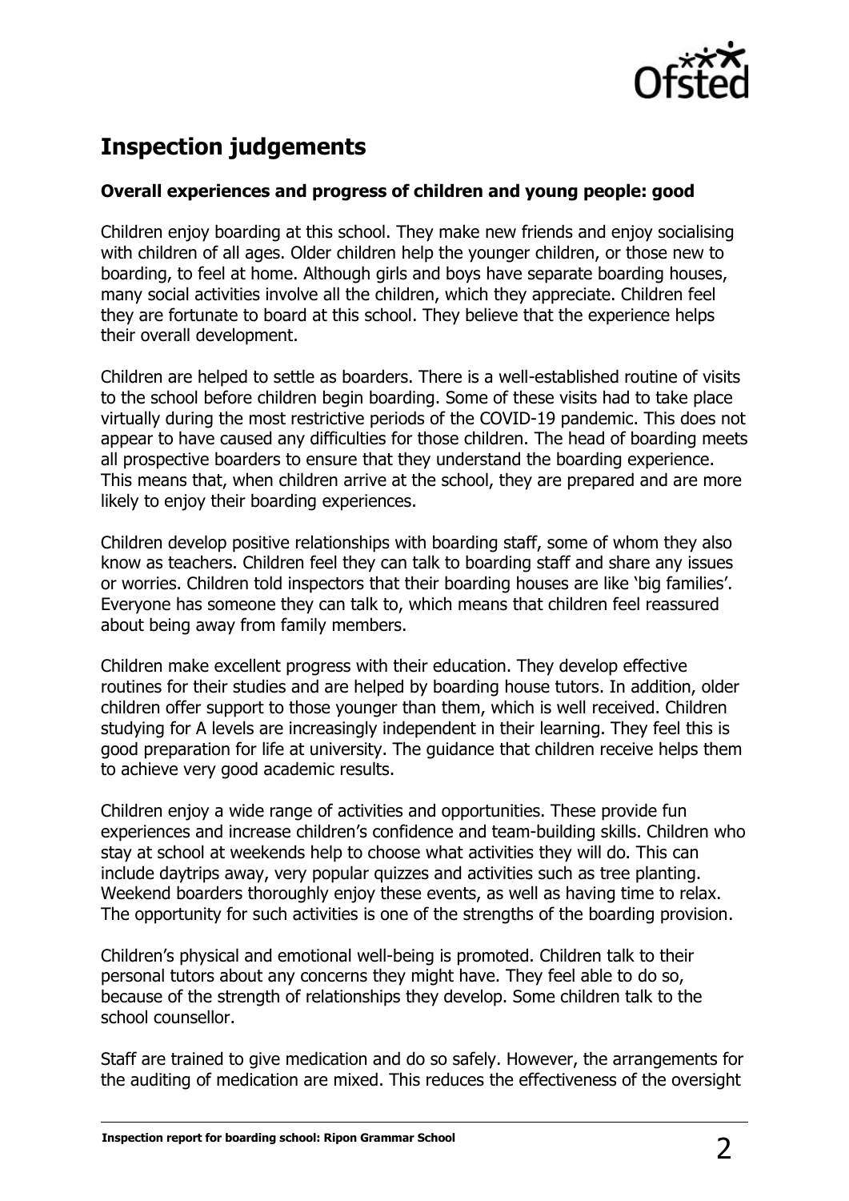# Inspection judgements

**Overall experiences and progress of children and young people: good**

Children enjoy boarding at this school. They make new friends and enjoy socialising with children of all ages. Older children help the younger children, or those new to boarding, to feel at home. Although girls and boys have separate boarding houses, many social activities involve all the children, which they appreciate. Children feel they are fortunate to board at this school. They believe that the experience helps their overall development.

Children are helped to settle as boarders. There is a well-established routine of visits to the school before children begin boarding. Some of these visits had to take place virtually during the most restrictive periods of the COVID-19 pandemic. This does not appear to have caused any difficulties for those children. The head of boarding meets all prospective boarders to ensure that they understand the boarding experience. This means that, when children arrive at the school, they are prepared and are more likely to enjoy their boarding experiences.

Children develop positive relationships with boarding staff, some of whom they also know as teachers. Children feel they can talk to boarding staff and share any issues or worries. Children told inspectors that their boarding houses are like 'big families'. Everyone has someone they can talk to, which means that children feel reassured about being away from family members.

Children make excellent progress with their education. They develop effective routines for their studies and are helped by boarding house tutors. In addition, older children offer support to those younger than them, which is well received. Children studying for A levels are increasingly independent in their learning. They feel this is good preparation for life at university. The guidance that children receive helps them to achieve very good academic results.

Children enjoy a wide range of activities and opportunities. These provide fun experiences and increase children's confidence and team-building skills. Children who stay at school at weekends help to choose what activities they will do. This can include daytrips away, very popular quizzes and activities such as tree planting. Weekend boarders thoroughly enjoy these events, as well as having time to relax. The opportunity for such activities is one of the strengths of the boarding provision.

Children's physical and emotional well-being is promoted. Children talk to their personal tutors about any concerns they might have. They feel able to do so, because of the strength of relationships they develop. Some children talk to the school counsellor.

Staff are trained to give medication and do so safely. However, the arrangements for the auditing of medication are mixed. This reduces the effectiveness of the oversight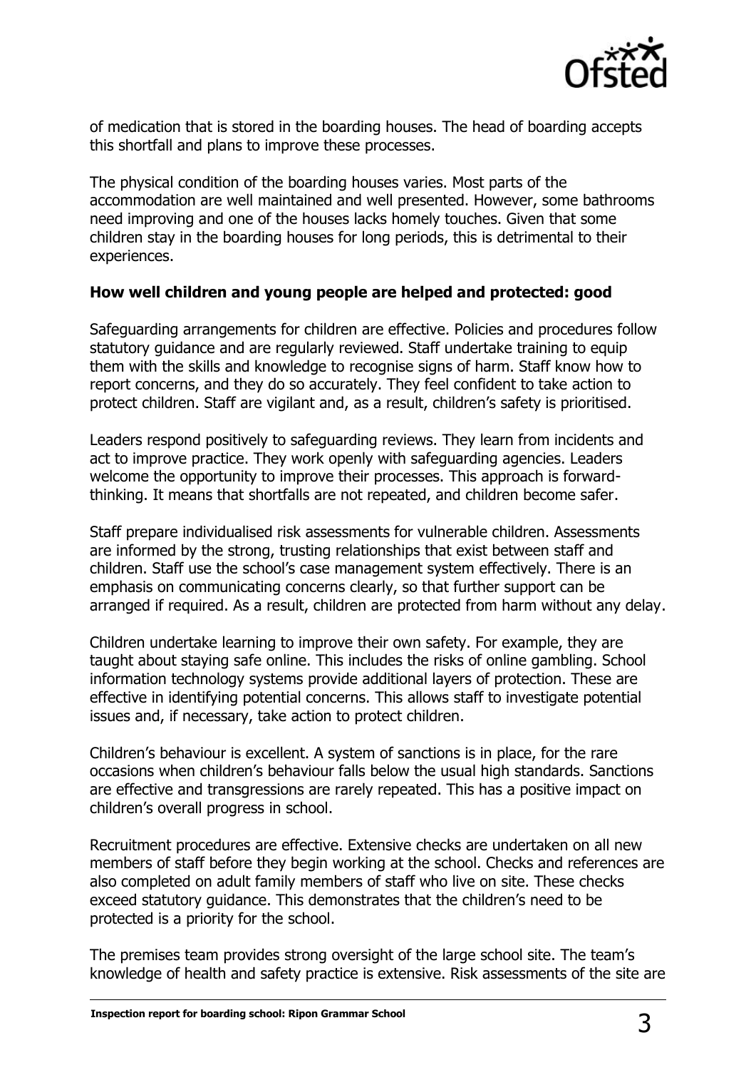of medication that is stored in the boarding houses. The head of boarding accepts this shortfall and plans to improve these processes.

The physical condition of the boarding houses varies. Most parts of the accommodation are well maintained and well presented. However, some bathrooms need improving and one of the houses lacks homely touches. Given that some children stay in the boarding houses for long periods, this is detrimental to their experiences.

**How well children and young people are helped and protected: good**

Safeguarding arrangements for children are effective. Policies and procedures follow statutory guidance and are regularly reviewed. Staff undertake training to equip them with the skills and knowledge to recognise signs of harm. Staff know how to report concerns, and they do so accurately. They feel confident to take action to protect children. Staff are vigilant and, as a result, children's safety is prioritised.

Leaders respond positively to safeguarding reviews. They learn from incidents and act to improve practice. They work openly with safeguarding agencies. Leaders welcome the opportunity to improve their processes. This approach is forward-thinking. It means that shortfalls are not repeated, and children become safer.

Staff prepare individualised risk assessments for vulnerable children. Assessments are informed by the strong, trusting relationships that exist between staff and children. Staff use the school's case management system effectively. There is an emphasis on communicating concerns clearly, so that further support can be arranged if required. As a result, children are protected from harm without any delay.

Children undertake learning to improve their own safety. For example, they are taught about staying safe online. This includes the risks of online gambling. School information technology systems provide additional layers of protection. These are effective in identifying potential concerns. This allows staff to investigate potential issues and, if necessary, take action to protect children.

Children's behaviour is excellent. A system of sanctions is in place, for the rare occasions when children's behaviour falls below the usual high standards. Sanctions are effective and transgressions are rarely repeated. This has a positive impact on children's overall progress in school.

Recruitment procedures are effective. Extensive checks are undertaken on all new members of staff before they begin working at the school. Checks and references are also completed on adult family members of staff who live on site. These checks exceed statutory guidance. This demonstrates that the children's need to be protected is a priority for the school.

The premises team provides strong oversight of the large school site. The team's knowledge of health and safety practice is extensive. Risk assessments of the site are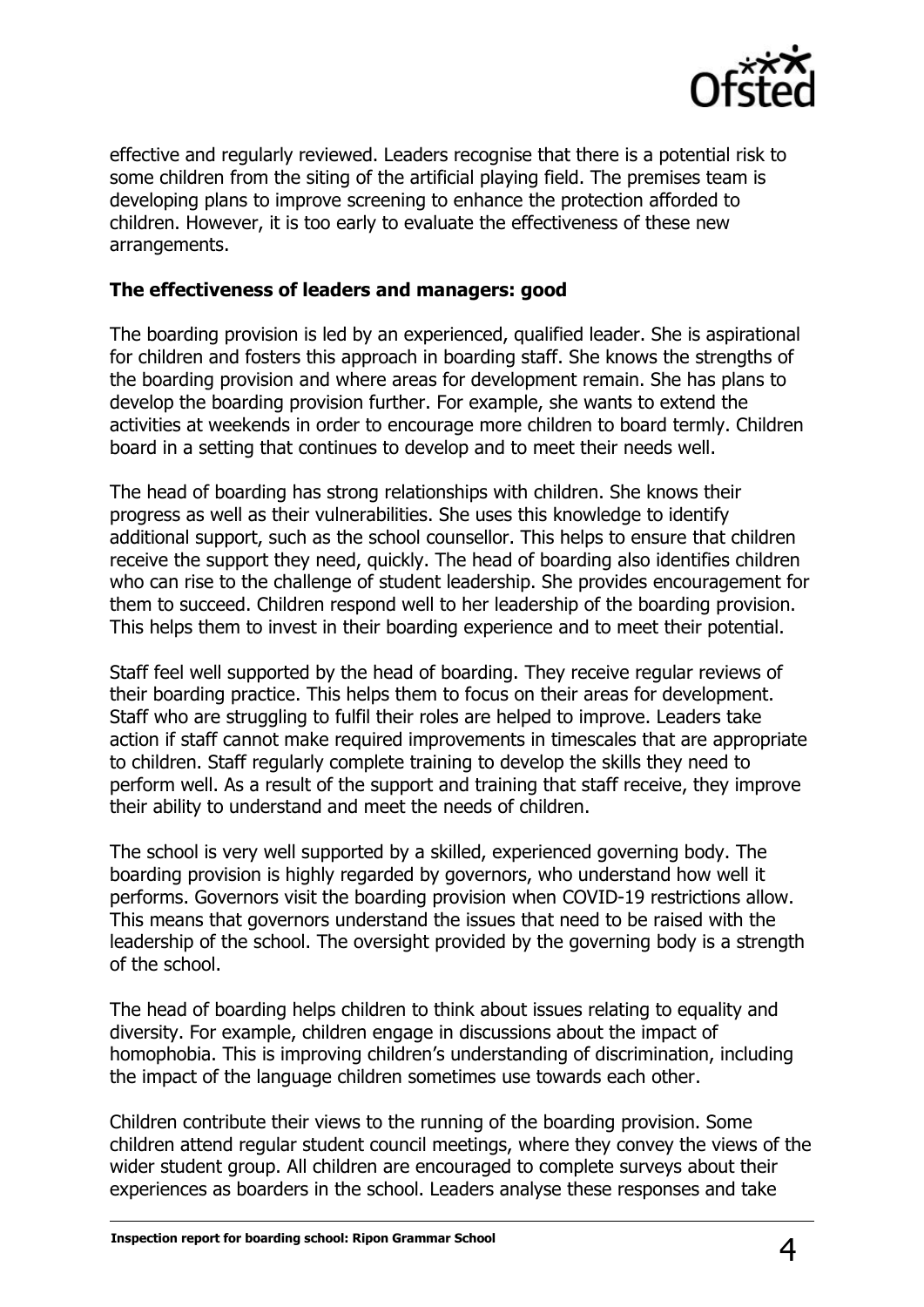effective and regularly reviewed. Leaders recognise that there is a potential risk to some children from the siting of the artificial playing field. The premises team is developing plans to improve screening to enhance the protection afforded to children. However, it is too early to evaluate the effectiveness of these new arrangements.

**The effectiveness of leaders and managers: good**

The boarding provision is led by an experienced, qualified leader. She is aspirational for children and fosters this approach in boarding staff. She knows the strengths of the boarding provision and where areas for development remain. She has plans to develop the boarding provision further. For example, she wants to extend the activities at weekends in order to encourage more children to board termly. Children board in a setting that continues to develop and to meet their needs well.

The head of boarding has strong relationships with children. She knows their progress as well as their vulnerabilities. She uses this knowledge to identify additional support, such as the school counsellor. This helps to ensure that children receive the support they need, quickly. The head of boarding also identifies children who can rise to the challenge of student leadership. She provides encouragement for them to succeed. Children respond well to her leadership of the boarding provision. This helps them to invest in their boarding experience and to meet their potential.

Staff feel well supported by the head of boarding. They receive regular reviews of their boarding practice. This helps them to focus on their areas for development. Staff who are struggling to fulfil their roles are helped to improve. Leaders take action if staff cannot make required improvements in timescales that are appropriate to children. Staff regularly complete training to develop the skills they need to perform well. As a result of the support and training that staff receive, they improve their ability to understand and meet the needs of children.

The school is very well supported by a skilled, experienced governing body. The boarding provision is highly regarded by governors, who understand how well it performs. Governors visit the boarding provision when COVID-19 restrictions allow. This means that governors understand the issues that need to be raised with the leadership of the school. The oversight provided by the governing body is a strength of the school.

The head of boarding helps children to think about issues relating to equality and diversity. For example, children engage in discussions about the impact of homophobia. This is improving children's understanding of discrimination, including the impact of the language children sometimes use towards each other.

Children contribute their views to the running of the boarding provision. Some children attend regular student council meetings, where they convey the views of the wider student group. All children are encouraged to complete surveys about their experiences as boarders in the school. Leaders analyse these responses and take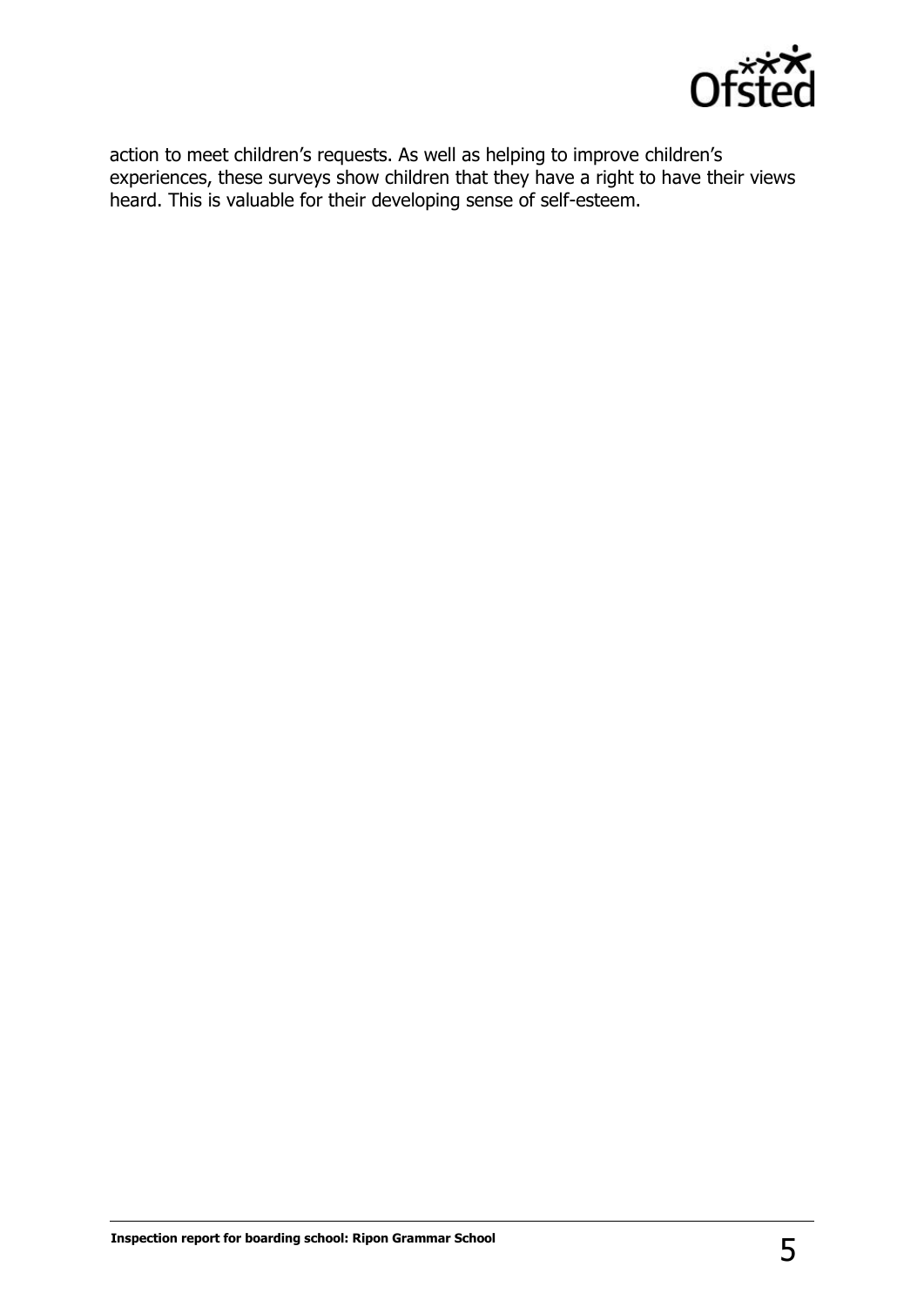action to meet children’s requests. As well as helping to improve children’s experiences, these surveys show children that they have a right to have their views heard. This is valuable for their developing sense of self-esteem.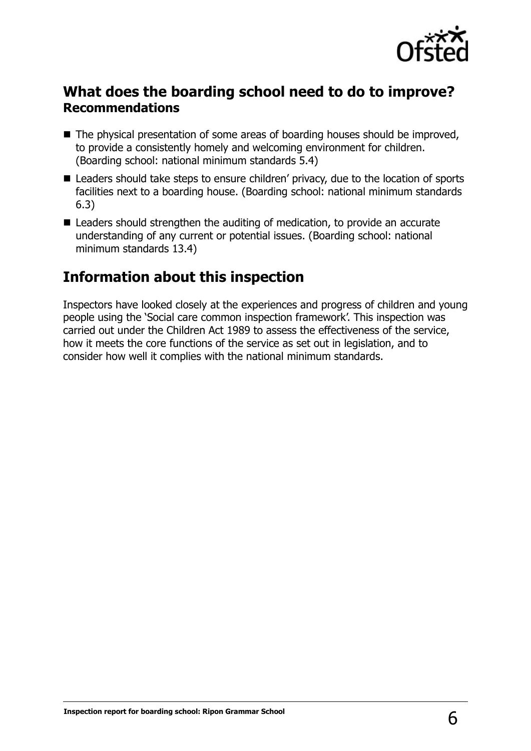## What does the boarding school need to do to improve?

### Recommendations

- The physical presentation of some areas of boarding houses should be improved, to provide a consistently homely and welcoming environment for children. (Boarding school: national minimum standards 5.4)
- Leaders should take steps to ensure children' privacy, due to the location of sports facilities next to a boarding house. (Boarding school: national minimum standards 6.3)
- Leaders should strengthen the auditing of medication, to provide an accurate understanding of any current or potential issues. (Boarding school: national minimum standards 13.4)

## Information about this inspection

Inspectors have looked closely at the experiences and progress of children and young people using the 'Social care common inspection framework'. This inspection was carried out under the Children Act 1989 to assess the effectiveness of the service, how it meets the core functions of the service as set out in legislation, and to consider how well it complies with the national minimum standards.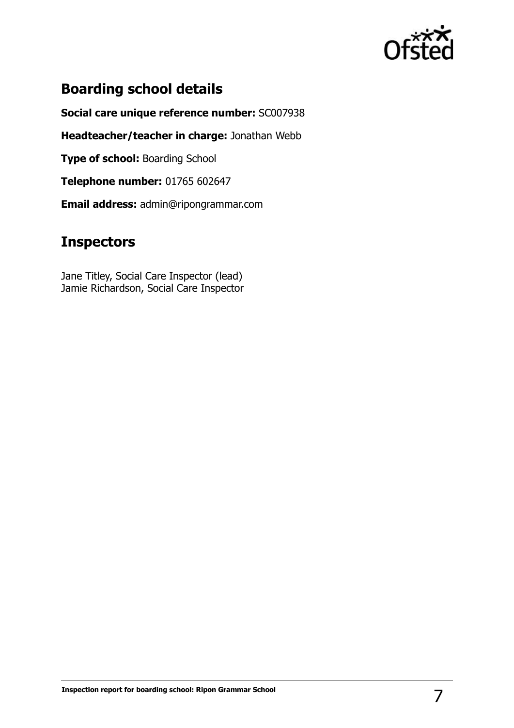## Boarding school details

**Social care unique reference number:** SC007938

**Headteacher/teacher in charge:** Jonathan Webb

**Type of school:** Boarding School

**Telephone number:** 01765 602647

**Email address:** admin@ripongrammar.com

## Inspectors

Jane Titley, Social Care Inspector (lead)
Jamie Richardson, Social Care Inspector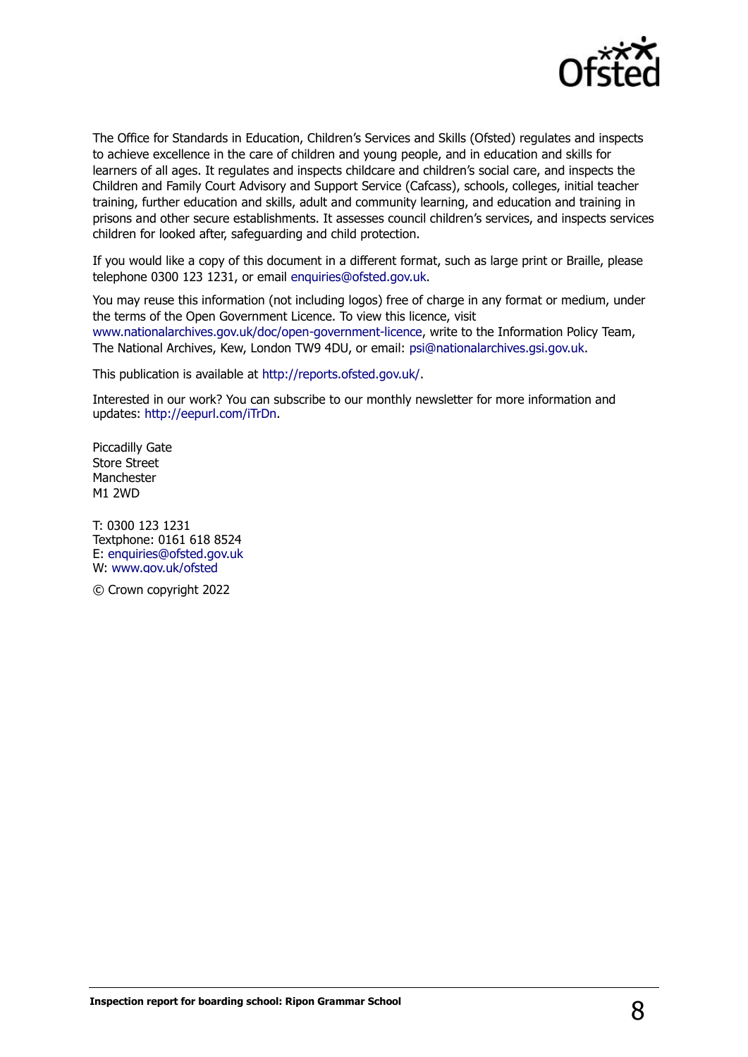The Office for Standards in Education, Children's Services and Skills (Ofsted) regulates and inspects to achieve excellence in the care of children and young people, and in education and skills for learners of all ages. It regulates and inspects childcare and children's social care, and inspects the Children and Family Court Advisory and Support Service (Cafcass), schools, colleges, initial teacher training, further education and skills, adult and community learning, and education and training in prisons and other secure establishments. It assesses council children's services, and inspects services children for looked after, safeguarding and child protection.

If you would like a copy of this document in a different format, such as large print or Braille, please telephone 0300 123 1231, or email enquiries@ofsted.gov.uk.

You may reuse this information (not including logos) free of charge in any format or medium, under the terms of the Open Government Licence. To view this licence, visit www.nationalarchives.gov.uk/doc/open-government-licence, write to the Information Policy Team, The National Archives, Kew, London TW9 4DU, or email: psi@nationalarchives.gsi.gov.uk.

This publication is available at http://reports.ofsted.gov.uk/.

Interested in our work? You can subscribe to our monthly newsletter for more information and updates: http://eepurl.com/iTrDn.

Piccadilly Gate
Store Street
Manchester
M1 2WD

T: 0300 123 1231
Textphone: 0161 618 8524
E: enquiries@ofsted.gov.uk
W: www.gov.uk/ofsted

© Crown copyright 2022